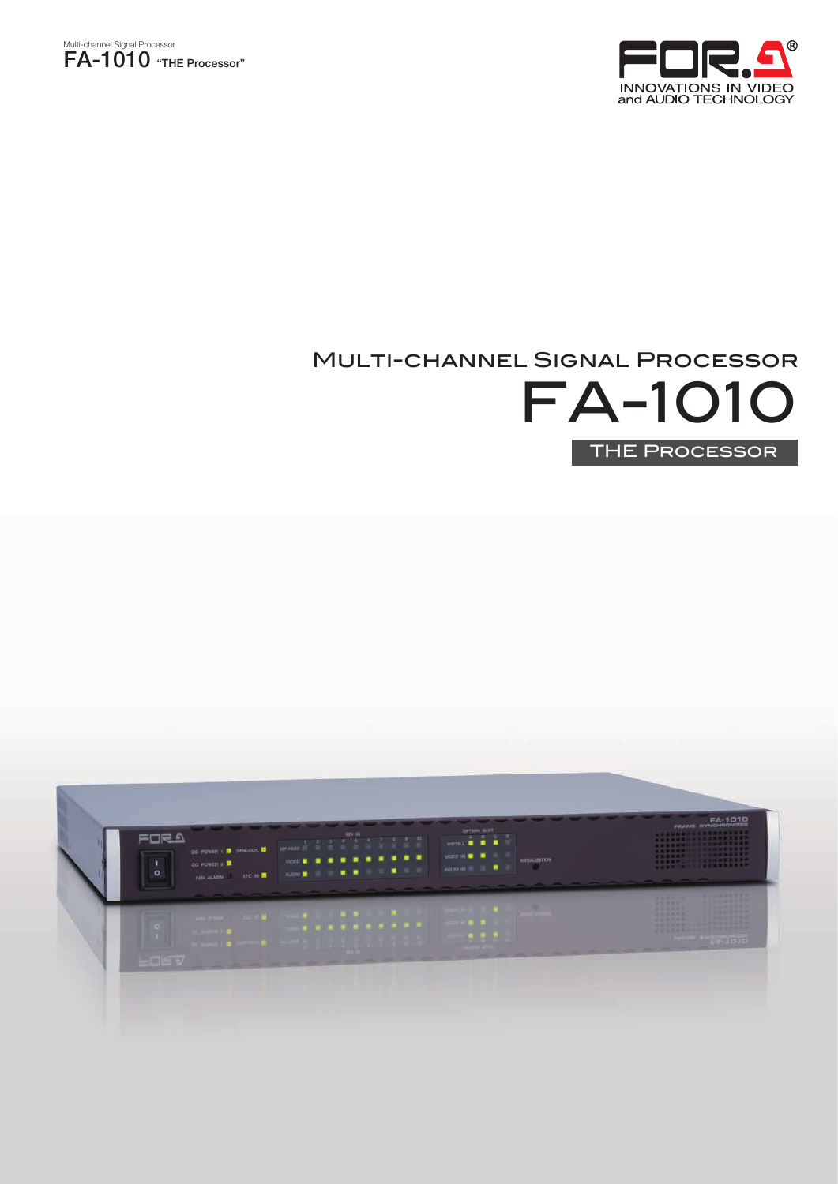Multi-channel Signal Processor

**FA-1010** **"THE Processor"**

INNOVATIONS IN VIDEO and AUDIO TECHNOLOGY

# Multi-channel Signal Processor

# FA-1010

## THE Processor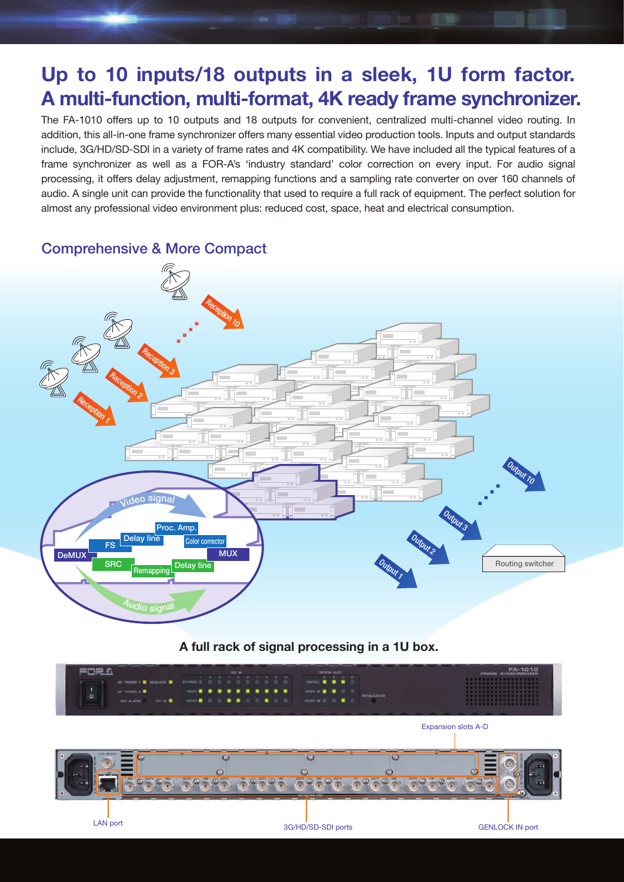# Up to 10 inputs/18 outputs in a sleek, 1U form factor. A multi-function, multi-format, 4K ready frame synchronizer.

The FA-1010 offers up to 10 outputs and 18 outputs for convenient, centralized multi-channel video routing. In addition, this all-in-one frame synchronizer offers many essential video production tools. Inputs and output standards include, 3G/HD/SD-SDI in a variety of frame rates and 4K compatibility. We have included all the typical features of a frame synchronizer as well as a FOR-A's 'industry standard' color correction on every input. For audio signal processing, it offers delay adjustment, remapping functions and a sampling rate converter on over 160 channels of audio. A single unit can provide the functionality that used to require a full rack of equipment. The perfect solution for almost any professional video environment plus: reduced cost, space, heat and electrical consumption.

## Comprehensive & More Compact

Reception 1, Reception 2, Reception 3, Reception 10

Video signal: DeMUX, FS, Delay line, Proc. Amp., Color corrector, MUX

Audio signal: SRC, Remapping, Delay line

Output 1, Output 2, Output 3, Output 10

Routing switcher

**A full rack of signal processing in a 1U box.**

Expansion slots A-D

LAN port

3G/HD/SD-SDI ports

GENLOCK IN port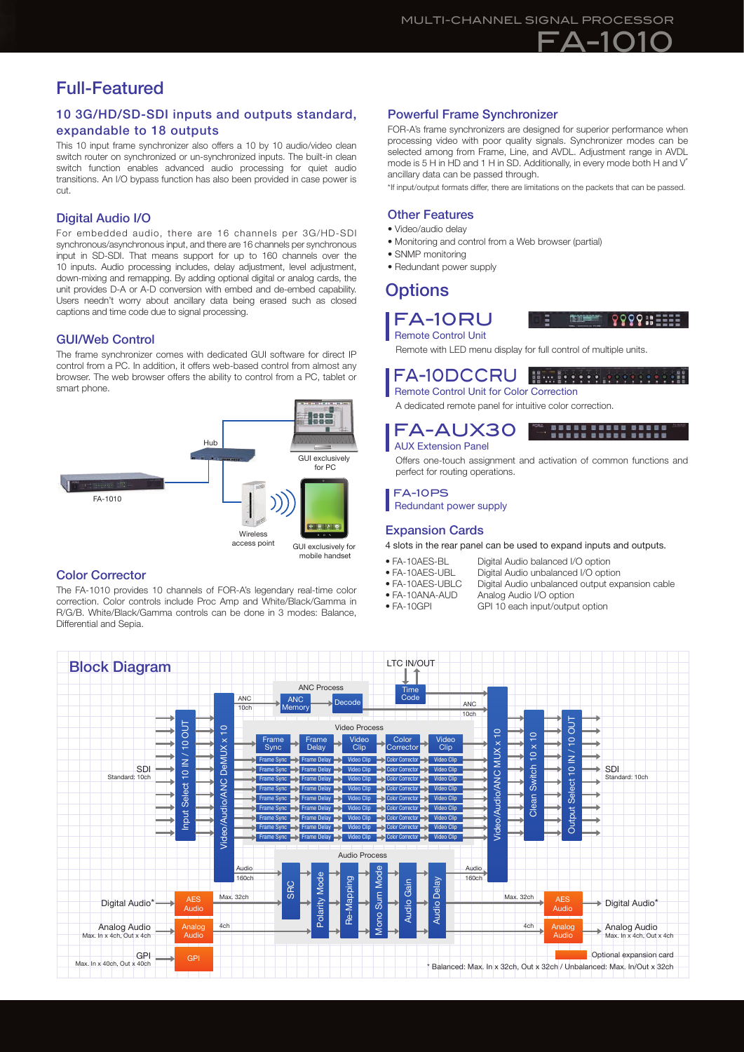# Full-Featured

### 10 3G/HD/SD-SDI inputs and outputs standard, expandable to 18 outputs

This 10 input frame synchronizer also offers a 10 by 10 audio/video clean switch router on synchronized or un-synchronized inputs. The built-in clean switch function enables advanced audio processing for quiet audio transitions. An I/O bypass function has also been provided in case power is cut.

### Digital Audio I/O

For embedded audio, there are 16 channels per 3G/HD-SDI synchronous/asynchronous input, and there are 16 channels per synchronous input in SD-SDI. That means support for up to 160 channels over the 10 inputs. Audio processing includes, delay adjustment, level adjustment, down-mixing and remapping. By adding optional digital or analog cards, the unit provides D-A or A-D conversion with embed and de-embed capability. Users needn't worry about ancillary data being erased such as closed captions and time code due to signal processing.

### GUI/Web Control

The frame synchronizer comes with dedicated GUI software for direct IP control from a PC. In addition, it offers web-based control from almost any browser. The web browser offers the ability to control from a PC, tablet or smart phone.

Hub

GUI exclusively for PC

FA-1010

Wireless access point

GUI exclusively for mobile handset

### Color Corrector

The FA-1010 provides 10 channels of FOR-A's legendary real-time color correction. Color controls include Proc Amp and White/Black/Gamma in R/G/B. White/Black/Gamma controls can be done in 3 modes: Balance, Differential and Sepia.

### Powerful Frame Synchronizer

FOR-A's frame synchronizers are designed for superior performance when processing video with poor quality signals. Synchronizer modes can be selected among from Frame, Line, and AVDL. Adjustment range in AVDL mode is 5 H in HD and 1 H in SD. Additionally, in every mode both H and V* ancillary data can be passed through.

*If input/output formats differ, there are limitations on the packets that can be passed.

### Other Features

- Video/audio delay
- Monitoring and control from a Web browser (partial)
- SNMP monitoring
- Redundant power supply

## Options

### FA-10RU
Remote Control Unit

Remote with LED menu display for full control of multiple units.

### FA-10DCCRU
Remote Control Unit for Color Correction

A dedicated remote panel for intuitive color correction.

### FA-AUX30
AUX Extension Panel

Offers one-touch assignment and activation of common functions and perfect for routing operations.

### FA-10PS
Redundant power supply

### Expansion Cards

4 slots in the rear panel can be used to expand inputs and outputs.

- FA-10AES-BL — Digital Audio balanced I/O option
- FA-10AES-UBL — Digital Audio unbalanced I/O option
- FA-10AES-UBLC — Digital Audio unbalanced output expansion cable
- FA-10ANA-AUD — Analog Audio I/O option
- FA-10GPI — GPI 10 each input/output option

## Block Diagram

LTC IN/OUT

ANC Process: ANC 10ch → ANC Memory → Decode; Time Code; ANC 10ch

SDI Standard: 10ch → Input Select 10 IN / 10 OUT → Video/Audio/ANC DeMUX x 10 → Video Process (Frame Sync → Frame Delay → Video Clip → Color Corrector → Video Clip) → Video/Audio/ANC MUX x 10 → Clean Switch 10 x 10 → Output Select 10 IN / 10 OUT → SDI Standard: 10ch

Audio Process: Audio 160ch → SRC → Polarity Mode → Re-Mapping → Mono Sum Mode → Audio Gain → Audio Delay → Audio 160ch

Digital Audio* → AES Audio (Max. 32ch) … Max. 32ch → AES Audio → Digital Audio*

Analog Audio Max. In x 4ch, Out x 4ch → Analog Audio (4ch) … 4ch → Analog Audio → Analog Audio Max. In x 4ch, Out x 4ch

GPI Max. In x 40ch, Out x 40ch → GPI

Optional expansion card

* Balanced: Max. In x 32ch, Out x 32ch / Unbalanced: Max. In/Out x 32ch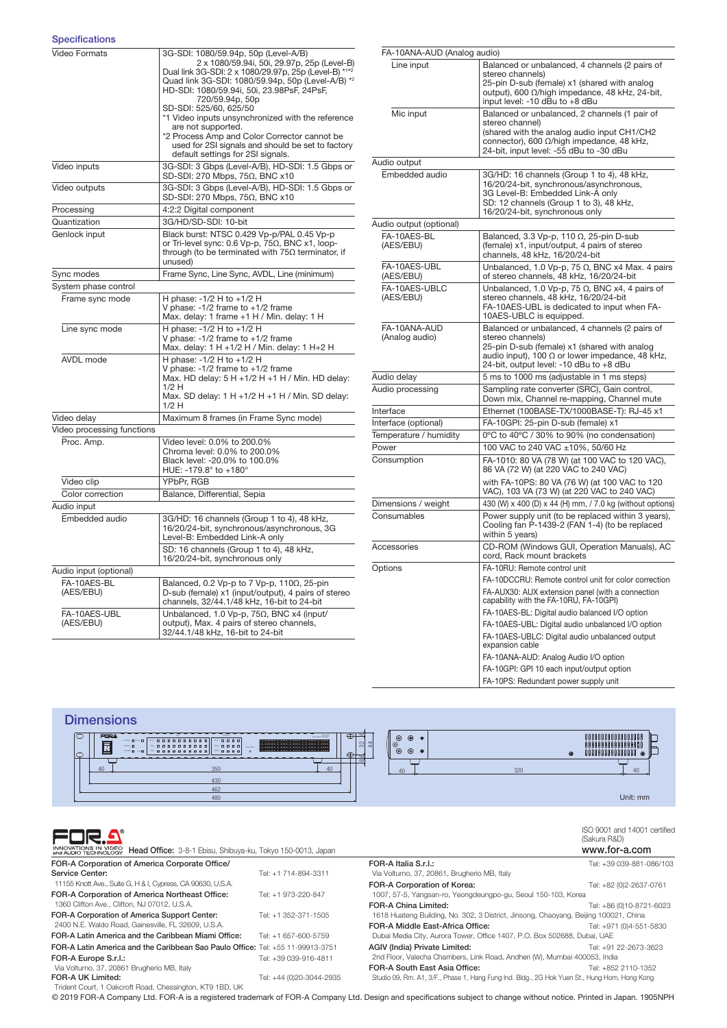## Specifications

| | |
|---|---|
| Video Formats | 3G-SDI: 1080/59.94p, 50p (Level-A/B) 2 x 1080/59.94i, 50i, 29.97p, 25p (Level-B) *1*2 Dual link 3G-SDI: 2 x 1080/29.97p, 25p (Level-B) *1*2 Quad link 3G-SDI: 1080/59.94p, 50p (Level-A/B) *2 HD-SDI: 1080/59.94i, 50i, 23.98PsF, 24PsF, 720/59.94p, 50p SD-SDI: 525/60, 625/50 *1 Video inputs unsynchronized with the reference are not supported. *2 Process Amp and Color Corrector cannot be used for 2SI signals and should be set to factory default settings for 2SI signals. |
| Video inputs | 3G-SDI: 3 Gbps (Level-A/B), HD-SDI: 1.5 Gbps or SD-SDI: 270 Mbps, 75Ω, BNC x10 |
| Video outputs | 3G-SDI: 3 Gbps (Level-A/B), HD-SDI: 1.5 Gbps or SD-SDI: 270 Mbps, 75Ω, BNC x10 |
| Processing | 4:2:2 Digital component |
| Quantization | 3G/HD/SD-SDI: 10-bit |
| Genlock input | Black burst: NTSC 0.429 Vp-p/PAL 0.45 Vp-p or Tri-level sync: 0.6 Vp-p, 75Ω, BNC x1, loop-through (to be terminated with 75Ω terminator, if unused) |
| Sync modes | Frame Sync, Line Sync, AVDL, Line (minimum) |
| System phase control | |
| Frame sync mode | H phase: -1/2 H to +1/2 H V phase: -1/2 frame to +1/2 frame Max. delay: 1 frame +1 H / Min. delay: 1 H |
| Line sync mode | H phase: -1/2 H to +1/2 H V phase: -1/2 frame to +1/2 frame Max. delay: 1 H +1/2 H / Min. delay: 1 H+2 H |
| AVDL mode | H phase: -1/2 H to +1/2 H V phase: -1/2 frame to +1/2 frame Max. HD delay: 5 H +1/2 H +1 H / Min. HD delay: 1/2 H Max. SD delay: 1 H +1/2 H +1 H / Min. SD delay: 1/2 H |
| Video delay | Maximum 8 frames (in Frame Sync mode) |
| Video processing functions | |
| Proc. Amp. | Video level: 0.0% to 200.0% Chroma level: 0.0% to 200.0% Black level: -20.0% to 100.0% HUE: -179.8° to +180° |
| Video clip | YPbPr, RGB |
| Color correction | Balance, Differential, Sepia |
| Audio input | |
| Embedded audio | 3G/HD: 16 channels (Group 1 to 4), 48 kHz, 16/20/24-bit, synchronous/asynchronous, 3G Level-B: Embedded Link-A only |
| | SD: 16 channels (Group 1 to 4), 48 kHz, 16/20/24-bit, synchronous only |
| Audio input (optional) | |
| FA-10AES-BL (AES/EBU) | Balanced, 0.2 Vp-p to 7 Vp-p, 110Ω, 25-pin D-sub (female) x1 (input/output), 4 pairs of stereo channels, 32/44.1/48 kHz, 16-bit to 24-bit |
| FA-10AES-UBL (AES/EBU) | Unbalanced, 1.0 Vp-p, 75Ω, BNC x4 (input/output), Max. 4 pairs of stereo channels, 32/44.1/48 kHz, 16-bit to 24-bit |
| FA-10ANA-AUD (Analog audio) | |
| Line input | Balanced or unbalanced, 4 channels (2 pairs of stereo channels) 25-pin D-sub (female) x1 (shared with analog output), 600 Ω/high impedance, 48 kHz, 24-bit, input level: -10 dBu to +8 dBu |
| Mic input | Balanced or unbalanced, 2 channels (1 pair of stereo channel) (shared with the analog audio input CH1/CH2 connector), 600 Ω/high impedance, 48 kHz, 24-bit, input level: -55 dBu to -30 dBu |
| Audio output | |
| Embedded audio | 3G/HD: 16 channels (Group 1 to 4), 48 kHz, 16/20/24-bit, synchronous/asynchronous, 3G Level-B: Embedded Link-A only SD: 12 channels (Group 1 to 3), 48 kHz, 16/20/24-bit, synchronous only |
| Audio output (optional) | |
| FA-10AES-BL (AES/EBU) | Balanced, 3.3 Vp-p, 110 Ω, 25-pin D-sub (female) x1, input/output, 4 pairs of stereo channels, 48 kHz, 16/20/24-bit |
| FA-10AES-UBL (AES/EBU) | Unbalanced, 1.0 Vp-p, 75 Ω, BNC x4 Max. 4 pairs of stereo channels, 48 kHz, 16/20/24-bit |
| FA-10AES-UBLC (AES/EBU) | Unbalanced, 1.0 Vp-p, 75 Ω, BNC x4, 4 pairs of stereo channels, 48 kHz, 16/20/24-bit FA-10AES-UBL is dedicated to input when FA-10AES-UBLC is equipped. |
| FA-10ANA-AUD (Analog audio) | Balanced or unbalanced, 4 channels (2 pairs of stereo channels) 25-pin D-sub (female) x1 (shared with analog audio input), 100 Ω or lower impedance, 48 kHz, 24-bit, output level: -10 dBu to +8 dBu |
| Audio delay | 5 ms to 1000 ms (adjustable in 1 ms steps) |
| Audio processing | Sampling rate converter (SRC), Gain control, Down mix, Channel re-mapping, Channel mute |
| Interface | Ethernet (100BASE-TX/1000BASE-T): RJ-45 x1 |
| Interface (optional) | FA-10GPI: 25-pin D-sub (female) x1 |
| Temperature / humidity | 0°C to 40°C / 30% to 90% (no condensation) |
| Power | 100 VAC to 240 VAC ±10%, 50/60 Hz |
| Consumption | FA-1010: 80 VA (78 W) (at 100 VAC to 120 VAC), 86 VA (72 W) (at 220 VAC to 240 VAC) |
| | with FA-10PS: 80 VA (76 W) (at 100 VAC to 120 VAC), 103 VA (73 W) (at 220 VAC to 240 VAC) |
| Dimensions / weight | 430 (W) x 400 (D) x 44 (H) mm, / 7.0 kg (without options) |
| Consumables | Power supply unit (to be replaced within 3 years), Cooling fan P-1439-2 (FAN 1-4) (to be replaced within 5 years) |
| Accessories | CD-ROM (Windows GUI, Operation Manuals), AC cord, Rack mount brackets |
| Options | FA-10RU: Remote control unit |
| | FA-10DCCRU: Remote control unit for color correction |
| | FA-AUX30: AUX extension panel (with a connection capability with the FA-10RU, FA-10GPI) |
| | FA-10AES-BL: Digital audio balanced I/O option |
| | FA-10AES-UBL: Digital audio unbalanced I/O option |
| | FA-10AES-UBLC: Digital audio unbalanced output expansion cable |
| | FA-10ANA-AUD: Analog Audio I/O option |
| | FA-10GPI: GPI 10 each input/output option |
| | FA-10PS: Redundant power supply unit |

## Dimensions

40 350 40 430 462 480 32 44 8

40 320 40

Unit: mm

ISO 9001 and 14001 certified (Sakura R&D)

www.for-a.com

INNOVATIONS IN VIDEO and AUDIO TECHNOLOGY **Head Office:** 3-8-1 Ebisu, Shibuya-ku, Tokyo 150-0013, Japan

**FOR-A Corporation of America Corporate Office/ Service Center:** Tel: +1 714-894-3311
11155 Knott Ave., Suite G, H & I, Cypress, CA 90630, U.S.A.

**FOR-A Corporation of America Northeast Office:** Tel: +1 973-220-847
1360 Clifton Ave., Clifton, NJ 07012, U.S.A.

**FOR-A Corporation of America Support Center:** Tel: +1 352-371-1505
2400 N.E. Waldo Road, Gainesville, FL 32609, U.S.A.

**FOR-A Latin America and the Caribbean Miami Office:** Tel: +1 657-600-5759

**FOR-A Latin America and the Caribbean Sao Paulo Office:** Tel: +55 11-99913-3751

**FOR-A Europe S.r.l.:** Tel: +39 039-916-4811
Via Volturno, 37, 20861 Brugherio MB, Italy

**FOR-A UK Limited:** Tel: +44 (0)20-3044-2935
Trident Court, 1 Oakcroft Road, Chessington, KT9 1BD, UK

**FOR-A Italia S.r.l.:** Tel: +39 039-881-086/103
Via Volturno, 37, 20861, Brugherio MB, Italy

**FOR-A Corporation of Korea:** Tel: +82 (0)2-2637-0761
1007, 57-5, Yangsan-ro, Yeongdeungpo-gu, Seoul 150-103, Korea

**FOR-A China Limited:** Tel: +86 (0)10-8721-6023
1618 Huateng Building, No. 302, 3 District, Jinsong, Chaoyang, Beijing 100021, China

**FOR-A Middle East-Africa Office:** Tel: +971 (0)4-551-5830
Dubai Media City, Aurora Tower, Office 1407, P.O. Box 502688, Dubai, UAE

**AGIV (India) Private Limited:** Tel: +91 22-2673-3623
2nd Floor, Valecha Chambers, Link Road, Andheri (W), Mumbai 400053, India

**FOR-A South East Asia Office:** Tel: +852 2110-1352
Studio 09, Rm. A1, 3/F., Phase 1, Hang Fung Ind. Bldg., 2G Hok Yuen St., Hung Hom, Hong Kong

© 2019 FOR-A Company Ltd. FOR-A is a registered trademark of FOR-A Company Ltd. Design and specifications subject to change without notice. Printed in Japan. 1905NPH